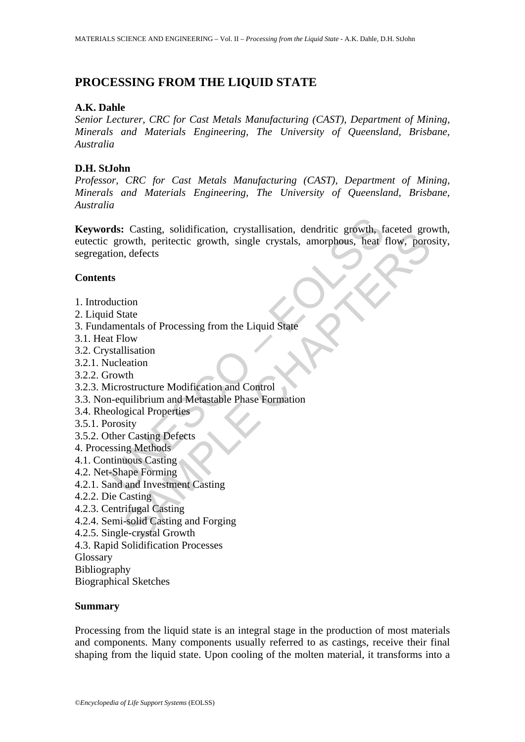# PROCESSING FROM THE LIQUID STATE

### A.K. Dahle

*Senior Lecturer, CRC for Cast Metals Manufacturing (CAST), Department of Mining, Minerals and Materials Engineering, The University of Queensland, Brisbane, Australia*

### D.H. StJohn

*Professor, CRC for Cast Metals Manufacturing (CAST), Department of Mining, Minerals and Materials Engineering, The University of Queensland, Brisbane, Australia*

**Keywords:** Casting, solidification, crystallisation, dendritic growth, faceted growth, eutectic growth, peritectic growth, single crystals, amorphous, heat flow, porosity, segregation, defects

### Contents

1. Introduction
2. Liquid State
3. Fundamentals of Processing from the Liquid State
3.1. Heat Flow
3.2. Crystallisation
3.2.1. Nucleation
3.2.2. Growth
3.2.3. Microstructure Modification and Control
3.3. Non-equilibrium and Metastable Phase Formation
3.4. Rheological Properties
3.5.1. Porosity
3.5.2. Other Casting Defects
4. Processing Methods
4.1. Continuous Casting
4.2. Net-Shape Forming
4.2.1. Sand and Investment Casting
4.2.2. Die Casting
4.2.3. Centrifugal Casting
4.2.4. Semi-solid Casting and Forging
4.2.5. Single-crystal Growth
4.3. Rapid Solidification Processes
Glossary
Bibliography
Biographical Sketches

### Summary

Processing from the liquid state is an integral stage in the production of most materials and components. Many components usually referred to as castings, receive their final shaping from the liquid state. Upon cooling of the molten material, it transforms into a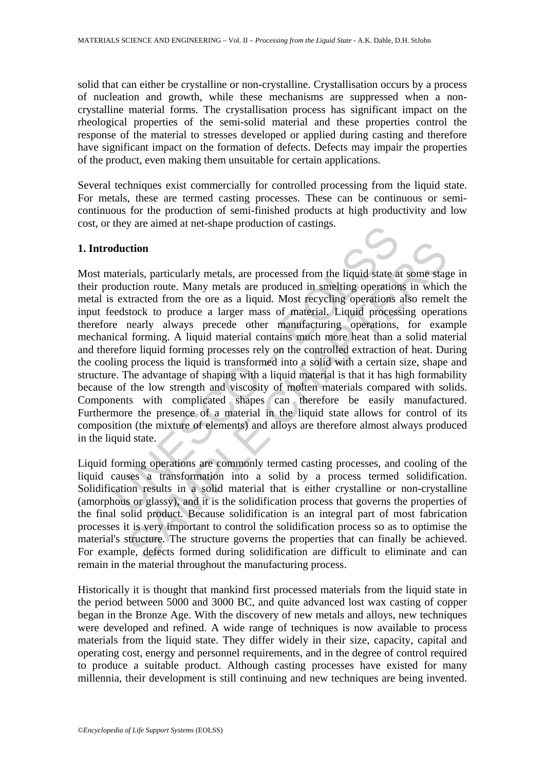solid that can either be crystalline or non-crystalline. Crystallisation occurs by a process of nucleation and growth, while these mechanisms are suppressed when a non-crystalline material forms. The crystallisation process has significant impact on the rheological properties of the semi-solid material and these properties control the response of the material to stresses developed or applied during casting and therefore have significant impact on the formation of defects. Defects may impair the properties of the product, even making them unsuitable for certain applications.

Several techniques exist commercially for controlled processing from the liquid state. For metals, these are termed casting processes. These can be continuous or semi-continuous for the production of semi-finished products at high productivity and low cost, or they are aimed at net-shape production of castings.

## 1. Introduction

Most materials, particularly metals, are processed from the liquid state at some stage in their production route. Many metals are produced in smelting operations in which the metal is extracted from the ore as a liquid. Most recycling operations also remelt the input feedstock to produce a larger mass of material. Liquid processing operations therefore nearly always precede other manufacturing operations, for example mechanical forming. A liquid material contains much more heat than a solid material and therefore liquid forming processes rely on the controlled extraction of heat. During the cooling process the liquid is transformed into a solid with a certain size, shape and structure. The advantage of shaping with a liquid material is that it has high formability because of the low strength and viscosity of molten materials compared with solids. Components with complicated shapes can therefore be easily manufactured. Furthermore the presence of a material in the liquid state allows for control of its composition (the mixture of elements) and alloys are therefore almost always produced in the liquid state.

Liquid forming operations are commonly termed casting processes, and cooling of the liquid causes a transformation into a solid by a process termed solidification. Solidification results in a solid material that is either crystalline or non-crystalline (amorphous or glassy), and it is the solidification process that governs the properties of the final solid product. Because solidification is an integral part of most fabrication processes it is very important to control the solidification process so as to optimise the material's structure. The structure governs the properties that can finally be achieved. For example, defects formed during solidification are difficult to eliminate and can remain in the material throughout the manufacturing process.

Historically it is thought that mankind first processed materials from the liquid state in the period between 5000 and 3000 BC, and quite advanced lost wax casting of copper began in the Bronze Age. With the discovery of new metals and alloys, new techniques were developed and refined. A wide range of techniques is now available to process materials from the liquid state. They differ widely in their size, capacity, capital and operating cost, energy and personnel requirements, and in the degree of control required to produce a suitable product. Although casting processes have existed for many millennia, their development is still continuing and new techniques are being invented.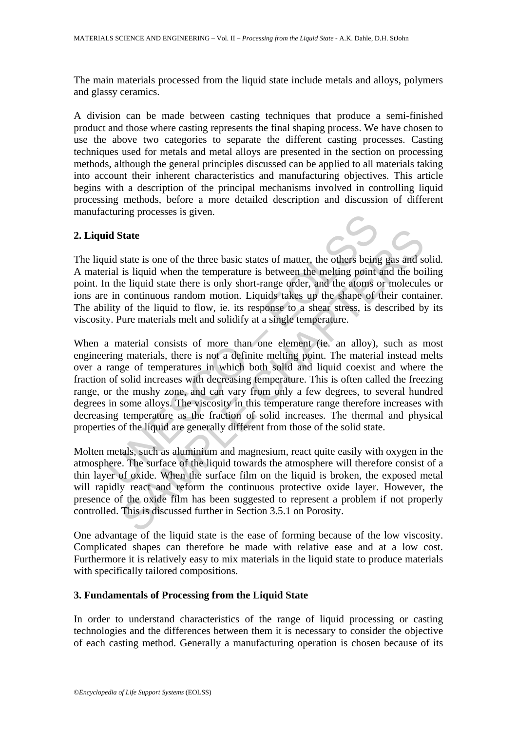The main materials processed from the liquid state include metals and alloys, polymers and glassy ceramics.

A division can be made between casting techniques that produce a semi-finished product and those where casting represents the final shaping process. We have chosen to use the above two categories to separate the different casting processes. Casting techniques used for metals and metal alloys are presented in the section on processing methods, although the general principles discussed can be applied to all materials taking into account their inherent characteristics and manufacturing objectives. This article begins with a description of the principal mechanisms involved in controlling liquid processing methods, before a more detailed description and discussion of different manufacturing processes is given.

## 2. Liquid State

The liquid state is one of the three basic states of matter, the others being gas and solid. A material is liquid when the temperature is between the melting point and the boiling point. In the liquid state there is only short-range order, and the atoms or molecules or ions are in continuous random motion. Liquids takes up the shape of their container. The ability of the liquid to flow, ie. its response to a shear stress, is described by its viscosity. Pure materials melt and solidify at a single temperature.

When a material consists of more than one element (ie. an alloy), such as most engineering materials, there is not a definite melting point. The material instead melts over a range of temperatures in which both solid and liquid coexist and where the fraction of solid increases with decreasing temperature. This is often called the freezing range, or the mushy zone, and can vary from only a few degrees, to several hundred degrees in some alloys. The viscosity in this temperature range therefore increases with decreasing temperature as the fraction of solid increases. The thermal and physical properties of the liquid are generally different from those of the solid state.

Molten metals, such as aluminium and magnesium, react quite easily with oxygen in the atmosphere. The surface of the liquid towards the atmosphere will therefore consist of a thin layer of oxide. When the surface film on the liquid is broken, the exposed metal will rapidly react and reform the continuous protective oxide layer. However, the presence of the oxide film has been suggested to represent a problem if not properly controlled. This is discussed further in Section 3.5.1 on Porosity.

One advantage of the liquid state is the ease of forming because of the low viscosity. Complicated shapes can therefore be made with relative ease and at a low cost. Furthermore it is relatively easy to mix materials in the liquid state to produce materials with specifically tailored compositions.

## 3. Fundamentals of Processing from the Liquid State

In order to understand characteristics of the range of liquid processing or casting technologies and the differences between them it is necessary to consider the objective of each casting method. Generally a manufacturing operation is chosen because of its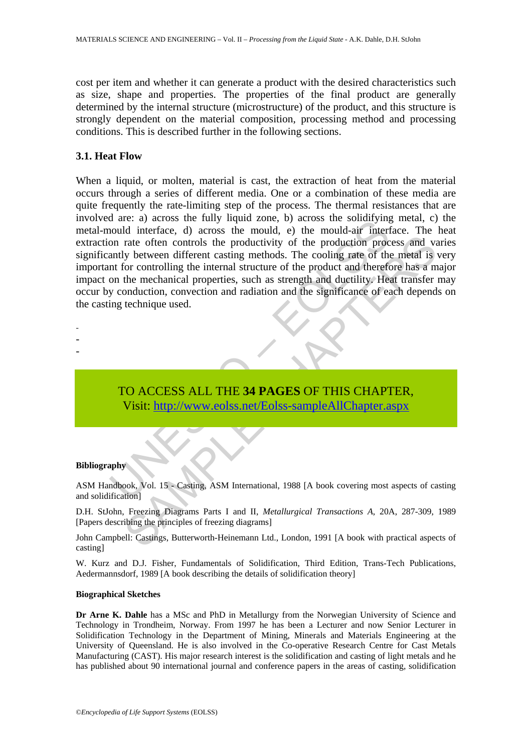cost per item and whether it can generate a product with the desired characteristics such as size, shape and properties. The properties of the final product are generally determined by the internal structure (microstructure) of the product, and this structure is strongly dependent on the material composition, processing method and processing conditions. This is described further in the following sections.

### 3.1. Heat Flow

When a liquid, or molten, material is cast, the extraction of heat from the material occurs through a series of different media. One or a combination of these media are quite frequently the rate-limiting step of the process. The thermal resistances that are involved are: a) across the fully liquid zone, b) across the solidifying metal, c) the metal-mould interface, d) across the mould, e) the mould-air interface. The heat extraction rate often controls the productivity of the production process and varies significantly between different casting methods. The cooling rate of the metal is very important for controlling the internal structure of the product and therefore has a major impact on the mechanical properties, such as strength and ductility. Heat transfer may occur by conduction, convection and radiation and the significance of each depends on the casting technique used.

-
-
-

TO ACCESS ALL THE **34 PAGES** OF THIS CHAPTER,
Visit: http://www.eolss.net/Eolss-sampleAllChapter.aspx

**Bibliography**

ASM Handbook, Vol. 15 - Casting, ASM International, 1988 [A book covering most aspects of casting and solidification]

D.H. StJohn, Freezing Diagrams Parts I and II, *Metallurgical Transactions A*, 20A, 287-309, 1989 [Papers describing the principles of freezing diagrams]

John Campbell: Castings, Butterworth-Heinemann Ltd., London, 1991 [A book with practical aspects of casting]

W. Kurz and D.J. Fisher, Fundamentals of Solidification, Third Edition, Trans-Tech Publications, Aedermannsdorf, 1989 [A book describing the details of solidification theory]

**Biographical Sketches**

**Dr Arne K. Dahle** has a MSc and PhD in Metallurgy from the Norwegian University of Science and Technology in Trondheim, Norway. From 1997 he has been a Lecturer and now Senior Lecturer in Solidification Technology in the Department of Mining, Minerals and Materials Engineering at the University of Queensland. He is also involved in the Co-operative Research Centre for Cast Metals Manufacturing (CAST). His major research interest is the solidification and casting of light metals and he has published about 90 international journal and conference papers in the areas of casting, solidification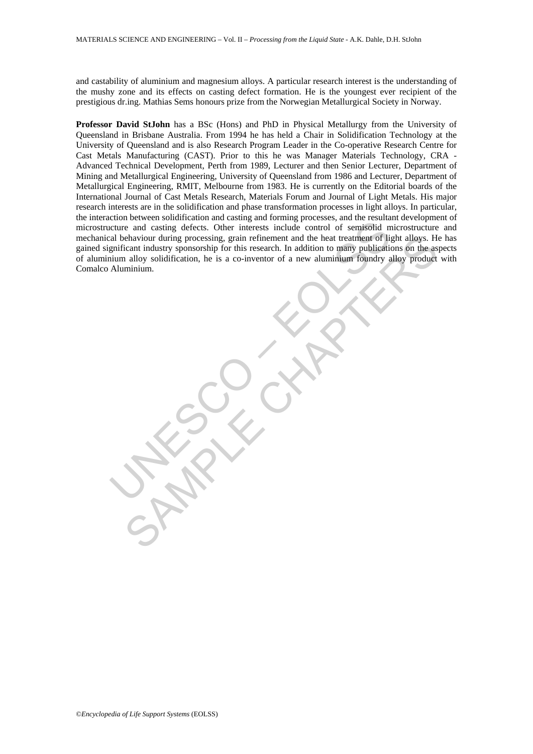and castability of aluminium and magnesium alloys. A particular research interest is the understanding of the mushy zone and its effects on casting defect formation. He is the youngest ever recipient of the prestigious dr.ing. Mathias Sems honours prize from the Norwegian Metallurgical Society in Norway.

**Professor David StJohn** has a BSc (Hons) and PhD in Physical Metallurgy from the University of Queensland in Brisbane Australia. From 1994 he has held a Chair in Solidification Technology at the University of Queensland and is also Research Program Leader in the Co-operative Research Centre for Cast Metals Manufacturing (CAST). Prior to this he was Manager Materials Technology, CRA - Advanced Technical Development, Perth from 1989, Lecturer and then Senior Lecturer, Department of Mining and Metallurgical Engineering, University of Queensland from 1986 and Lecturer, Department of Metallurgical Engineering, RMIT, Melbourne from 1983. He is currently on the Editorial boards of the International Journal of Cast Metals Research, Materials Forum and Journal of Light Metals. His major research interests are in the solidification and phase transformation processes in light alloys. In particular, the interaction between solidification and casting and forming processes, and the resultant development of microstructure and casting defects. Other interests include control of semisolid microstructure and mechanical behaviour during processing, grain refinement and the heat treatment of light alloys. He has gained significant industry sponsorship for this research. In addition to many publications on the aspects of aluminium alloy solidification, he is a co-inventor of a new aluminium foundry alloy product with Comalco Aluminium.